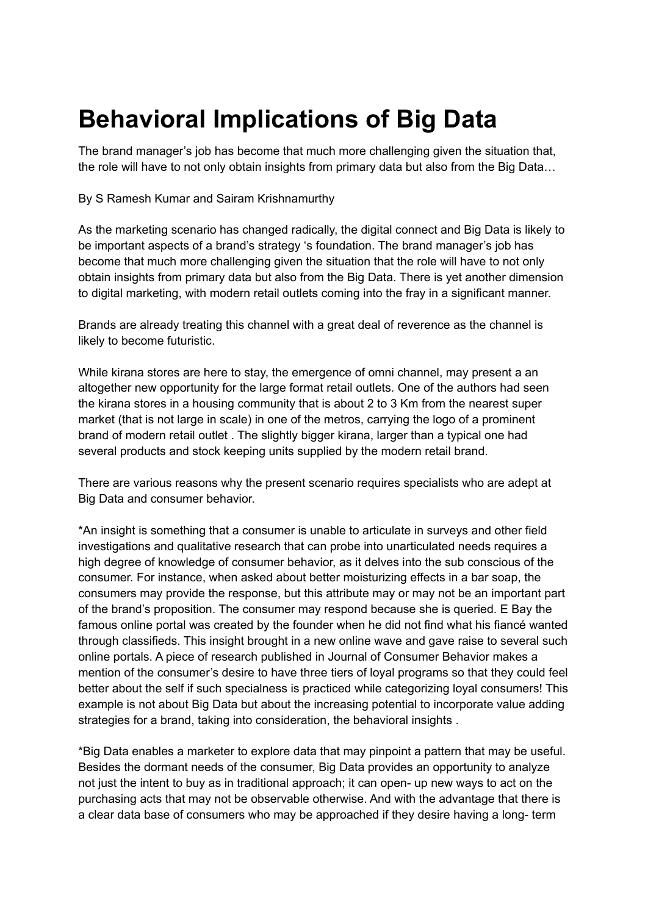# Behavioral Implications of Big Data

The brand manager's job has become that much more challenging given the situation that, the role will have to not only obtain insights from primary data but also from the Big Data…

By S Ramesh Kumar and Sairam Krishnamurthy

As the marketing scenario has changed radically, the digital connect and Big Data is likely to be important aspects of a brand's strategy 's foundation. The brand manager's job has become that much more challenging given the situation that the role will have to not only obtain insights from primary data but also from the Big Data. There is yet another dimension to digital marketing, with modern retail outlets coming into the fray in a significant manner.

Brands are already treating this channel with a great deal of reverence as the channel is likely to become futuristic.

While kirana stores are here to stay, the emergence of omni channel, may present a an altogether new opportunity for the large format retail outlets. One of the authors had seen the kirana stores in a housing community that is about 2 to 3 Km from the nearest super market (that is not large in scale) in one of the metros, carrying the logo of a prominent brand of modern retail outlet . The slightly bigger kirana, larger than a typical one had several products and stock keeping units supplied by the modern retail brand.

There are various reasons why the present scenario requires specialists who are adept at Big Data and consumer behavior.

*An insight is something that a consumer is unable to articulate in surveys and other field investigations and qualitative research that can probe into unarticulated needs requires a high degree of knowledge of consumer behavior, as it delves into the sub conscious of the consumer. For instance, when asked about better moisturizing effects in a bar soap, the consumers may provide the response, but this attribute may or may not be an important part of the brand's proposition. The consumer may respond because she is queried. E Bay the famous online portal was created by the founder when he did not find what his fiancé wanted through classifieds. This insight brought in a new online wave and gave raise to several such online portals. A piece of research published in Journal of Consumer Behavior makes a mention of the consumer's desire to have three tiers of loyal programs so that they could feel better about the self if such specialness is practiced while categorizing loyal consumers! This example is not about Big Data but about the increasing potential to incorporate value adding strategies for a brand, taking into consideration, the behavioral insights .

*Big Data enables a marketer to explore data that may pinpoint a pattern that may be useful. Besides the dormant needs of the consumer, Big Data provides an opportunity to analyze not just the intent to buy as in traditional approach; it can open- up new ways to act on the purchasing acts that may not be observable otherwise. And with the advantage that there is a clear data base of consumers who may be approached if they desire having a long- term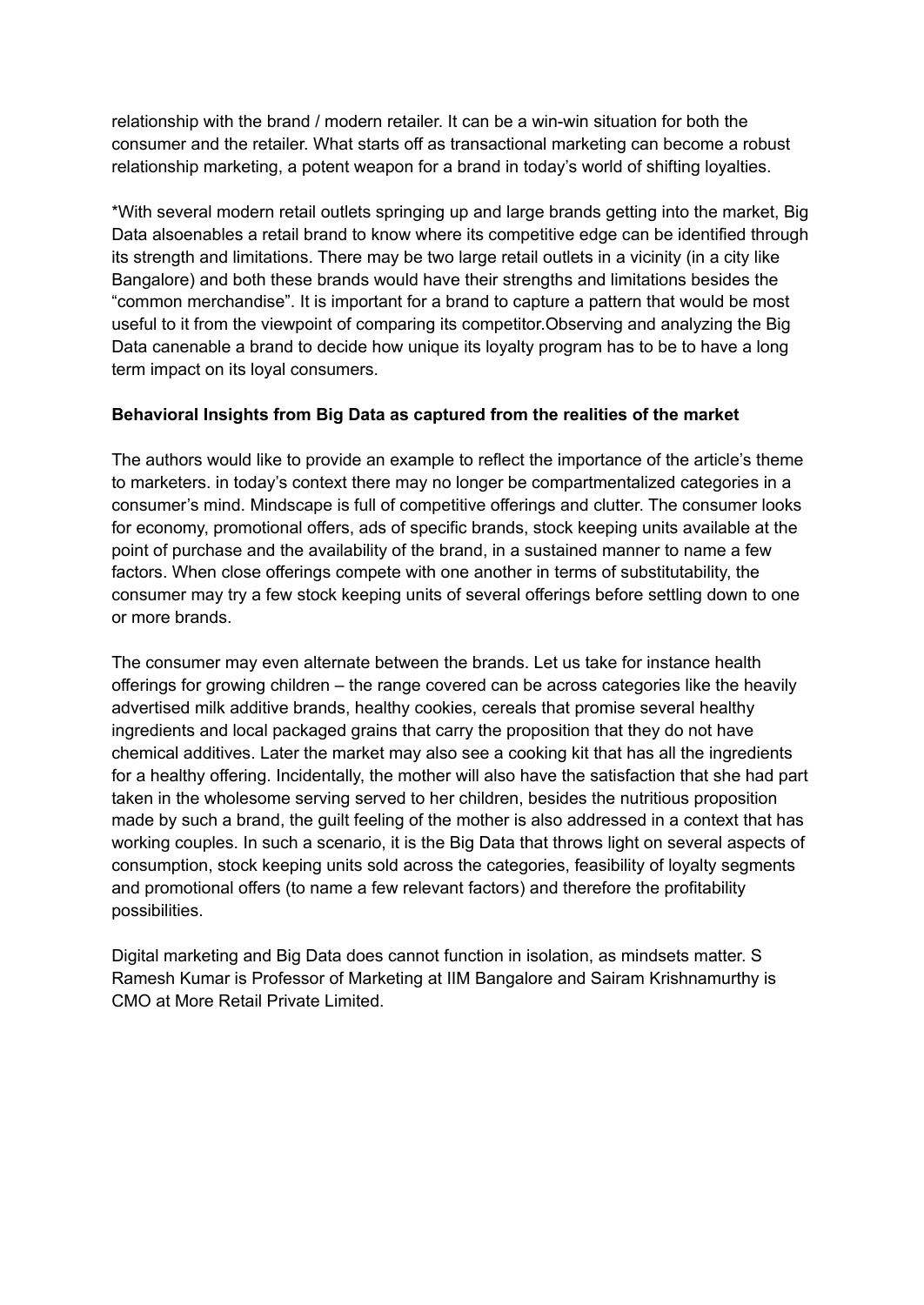relationship with the brand / modern retailer. It can be a win-win situation for both the consumer and the retailer. What starts off as transactional marketing can become a robust relationship marketing, a potent weapon for a brand in today's world of shifting loyalties.

*With several modern retail outlets springing up and large brands getting into the market, Big Data alsoenables a retail brand to know where its competitive edge can be identified through its strength and limitations. There may be two large retail outlets in a vicinity (in a city like Bangalore) and both these brands would have their strengths and limitations besides the "common merchandise". It is important for a brand to capture a pattern that would be most useful to it from the viewpoint of comparing its competitor.Observing and analyzing the Big Data canenable a brand to decide how unique its loyalty program has to be to have a long term impact on its loyal consumers.

**Behavioral Insights from Big Data as captured from the realities of the market**

The authors would like to provide an example to reflect the importance of the article's theme to marketers. in today's context there may no longer be compartmentalized categories in a consumer's mind. Mindscape is full of competitive offerings and clutter. The consumer looks for economy, promotional offers, ads of specific brands, stock keeping units available at the point of purchase and the availability of the brand, in a sustained manner to name a few factors. When close offerings compete with one another in terms of substitutability, the consumer may try a few stock keeping units of several offerings before settling down to one or more brands.

The consumer may even alternate between the brands. Let us take for instance health offerings for growing children – the range covered can be across categories like the heavily advertised milk additive brands, healthy cookies, cereals that promise several healthy ingredients and local packaged grains that carry the proposition that they do not have chemical additives. Later the market may also see a cooking kit that has all the ingredients for a healthy offering. Incidentally, the mother will also have the satisfaction that she had part taken in the wholesome serving served to her children, besides the nutritious proposition made by such a brand, the guilt feeling of the mother is also addressed in a context that has working couples. In such a scenario, it is the Big Data that throws light on several aspects of consumption, stock keeping units sold across the categories, feasibility of loyalty segments and promotional offers (to name a few relevant factors) and therefore the profitability possibilities.

Digital marketing and Big Data does cannot function in isolation, as mindsets matter. S Ramesh Kumar is Professor of Marketing at IIM Bangalore and Sairam Krishnamurthy is CMO at More Retail Private Limited.